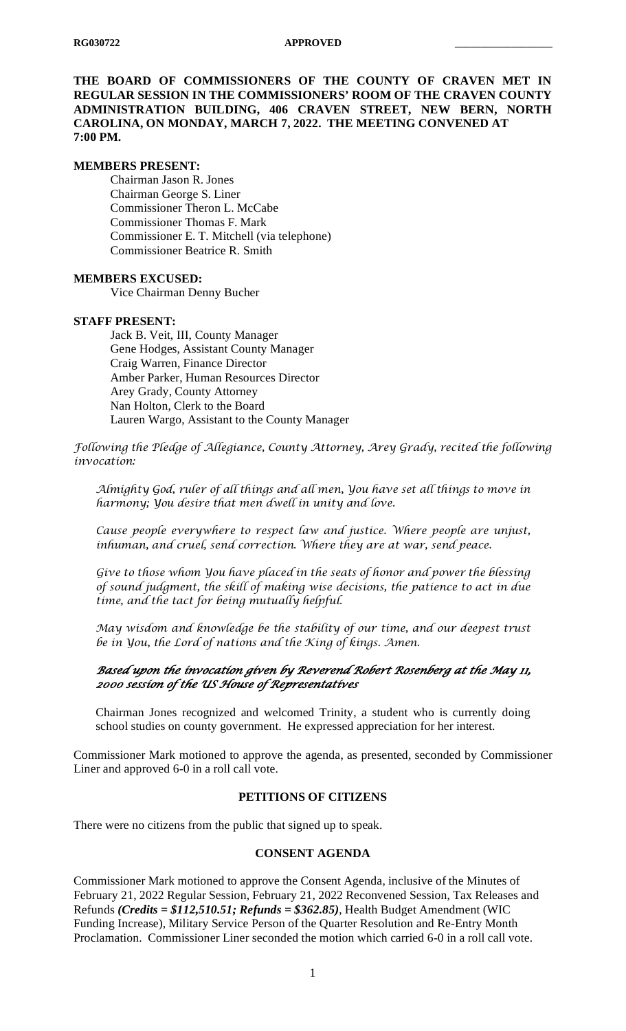**THE BOARD OF COMMISSIONERS OF THE COUNTY OF CRAVEN MET IN REGULAR SESSION IN THE COMMISSIONERS' ROOM OF THE CRAVEN COUNTY ADMINISTRATION BUILDING, 406 CRAVEN STREET, NEW BERN, NORTH CAROLINA, ON MONDAY, MARCH 7, 2022. THE MEETING CONVENED AT 7:00 PM.**

**MEMBERS PRESENT:**

Chairman Jason R. Jones
Chairman George S. Liner
Commissioner Theron L. McCabe
Commissioner Thomas F. Mark
Commissioner E. T. Mitchell (via telephone)
Commissioner Beatrice R. Smith

**MEMBERS EXCUSED:**

Vice Chairman Denny Bucher

**STAFF PRESENT:**

Jack B. Veit, III, County Manager
Gene Hodges, Assistant County Manager
Craig Warren, Finance Director
Amber Parker, Human Resources Director
Arey Grady, County Attorney
Nan Holton, Clerk to the Board
Lauren Wargo, Assistant to the County Manager

*Following the Pledge of Allegiance, County Attorney, Arey Grady, recited the following invocation:*

*Almighty God, ruler of all things and all men, You have set all things to move in harmony; You desire that men dwell in unity and love.*

*Cause people everywhere to respect law and justice. Where people are unjust, inhuman, and cruel, send correction. Where they are at war, send peace.*

*Give to those whom You have placed in the seats of honor and power the blessing of sound judgment, the skill of making wise decisions, the patience to act in due time, and the tact for being mutually helpful.*

*May wisdom and knowledge be the stability of our time, and our deepest trust be in You, the Lord of nations and the King of kings. Amen.*

***Based upon the invocation given by Reverend Robert Rosenberg at the May 11, 2000 session of the US House of Representatives***

Chairman Jones recognized and welcomed Trinity, a student who is currently doing school studies on county government. He expressed appreciation for her interest.

Commissioner Mark motioned to approve the agenda, as presented, seconded by Commissioner Liner and approved 6-0 in a roll call vote.

**PETITIONS OF CITIZENS**

There were no citizens from the public that signed up to speak.

**CONSENT AGENDA**

Commissioner Mark motioned to approve the Consent Agenda, inclusive of the Minutes of February 21, 2022 Regular Session, February 21, 2022 Reconvened Session, Tax Releases and Refunds ***(Credits = $112,510.51; Refunds = $362.85)***, Health Budget Amendment (WIC Funding Increase), Military Service Person of the Quarter Resolution and Re-Entry Month Proclamation. Commissioner Liner seconded the motion which carried 6-0 in a roll call vote.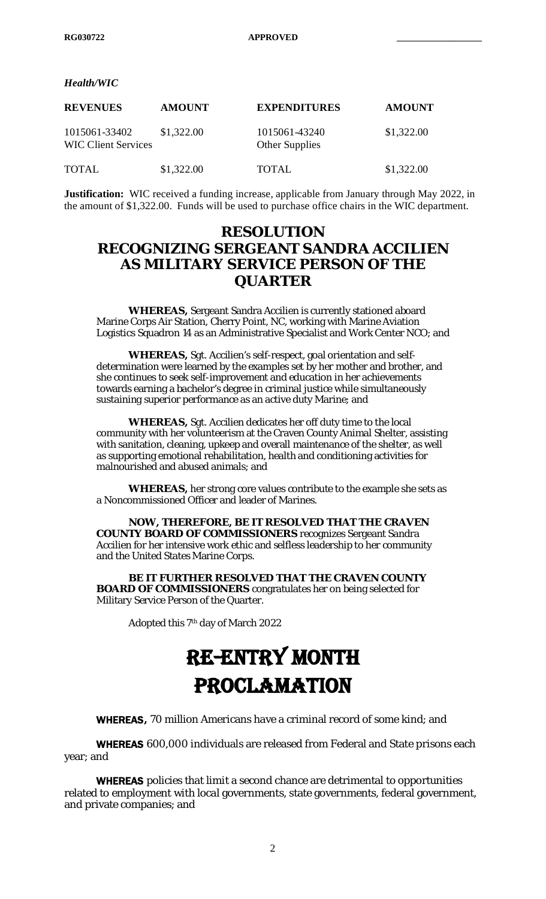RG030722 **APPROVED** ________________

***Health/WIC***

| **REVENUES** | **AMOUNT** | **EXPENDITURES** | **AMOUNT** |
|---|---|---|---|
| 1015061-33402 WIC Client Services | $1,322.00 | 1015061-43240 Other Supplies | $1,322.00 |
| TOTAL | $1,322.00 | TOTAL | $1,322.00 |

**Justification:** WIC received a funding increase, applicable from January through May 2022, in the amount of $1,322.00. Funds will be used to purchase office chairs in the WIC department.

# RESOLUTION RECOGNIZING SERGEANT SANDRA ACCILIEN AS MILITARY SERVICE PERSON OF THE QUARTER

**WHEREAS,** Sergeant Sandra Accilien is currently stationed aboard Marine Corps Air Station, Cherry Point, NC, working with Marine Aviation Logistics Squadron 14 as an Administrative Specialist and Work Center NCO; and

**WHEREAS,** Sgt. Accilien's self-respect, goal orientation and self-determination were learned by the examples set by her mother and brother, and she continues to seek self-improvement and education in her achievements towards earning a bachelor's degree in criminal justice while simultaneously sustaining superior performance as an active duty Marine; and

**WHEREAS,** Sgt. Accilien dedicates her off duty time to the local community with her volunteerism at the Craven County Animal Shelter, assisting with sanitation, cleaning, upkeep and overall maintenance of the shelter, as well as supporting emotional rehabilitation, health and conditioning activities for malnourished and abused animals; and

**WHEREAS,** her strong core values contribute to the example she sets as a Noncommissioned Officer and leader of Marines.

**NOW, THEREFORE, BE IT RESOLVED THAT THE CRAVEN COUNTY BOARD OF COMMISSIONERS** recognizes Sergeant Sandra Accilien for her intensive work ethic and selfless leadership to her community and the United States Marine Corps.

**BE IT FURTHER RESOLVED THAT THE CRAVEN COUNTY BOARD OF COMMISSIONERS** congratulates her on being selected for Military Service Person of the Quarter.

Adopted this 7th day of March 2022

# RE-ENTRY MONTH PROCLAMATION

**WHEREAS,** 70 million Americans have a criminal record of some kind; and

**WHEREAS** 600,000 individuals are released from Federal and State prisons each year; and

**WHEREAS** policies that limit a second chance are detrimental to opportunities related to employment with local governments, state governments, federal government, and private companies; and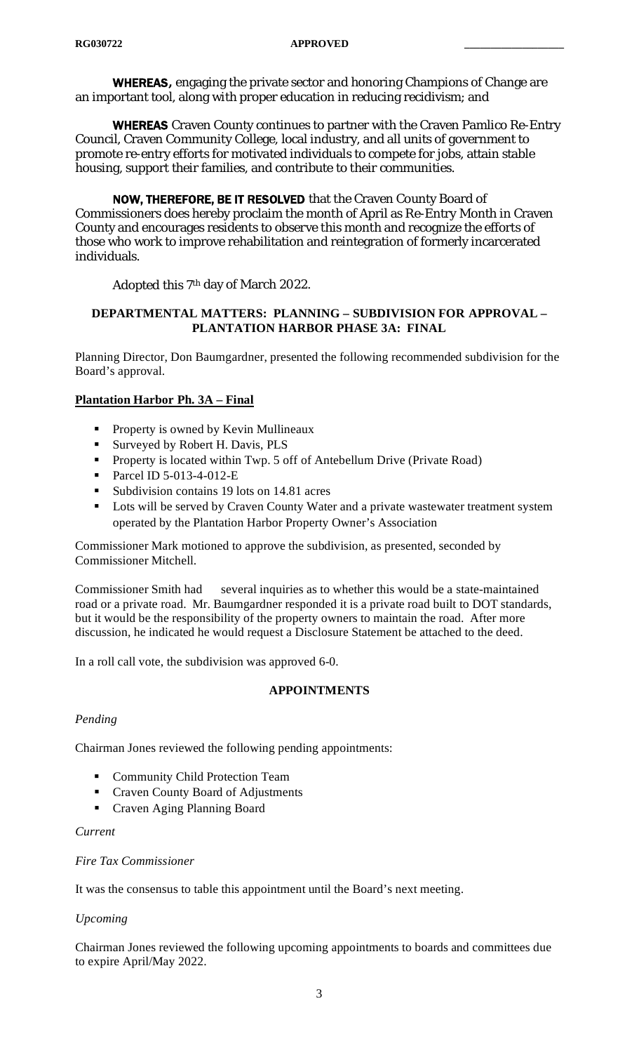**WHEREAS,** engaging the private sector and honoring Champions of Change are an important tool, along with proper education in reducing recidivism; and

**WHEREAS** Craven County continues to partner with the Craven Pamlico Re-Entry Council, Craven Community College, local industry, and all units of government to promote re-entry efforts for motivated individuals to compete for jobs, attain stable housing, support their families, and contribute to their communities.

**NOW, THEREFORE, BE IT RESOLVED** that the Craven County Board of Commissioners does hereby proclaim the month of April as Re-Entry Month in Craven County and encourages residents to observe this month and recognize the efforts of those who work to improve rehabilitation and reintegration of formerly incarcerated individuals.

Adopted this 7th day of March 2022.

**DEPARTMENTAL MATTERS: PLANNING – SUBDIVISION FOR APPROVAL – PLANTATION HARBOR PHASE 3A: FINAL**

Planning Director, Don Baumgardner, presented the following recommended subdivision for the Board's approval.

**Plantation Harbor Ph. 3A – Final**

- Property is owned by Kevin Mullineaux
- Surveyed by Robert H. Davis, PLS
- Property is located within Twp. 5 off of Antebellum Drive (Private Road)
- Parcel ID 5-013-4-012-E
- Subdivision contains 19 lots on 14.81 acres
- Lots will be served by Craven County Water and a private wastewater treatment system operated by the Plantation Harbor Property Owner's Association

Commissioner Mark motioned to approve the subdivision, as presented, seconded by Commissioner Mitchell.

Commissioner Smith had several inquiries as to whether this would be a state-maintained road or a private road. Mr. Baumgardner responded it is a private road built to DOT standards, but it would be the responsibility of the property owners to maintain the road. After more discussion, he indicated he would request a Disclosure Statement be attached to the deed.

In a roll call vote, the subdivision was approved 6-0.

**APPOINTMENTS**

*Pending*

Chairman Jones reviewed the following pending appointments:

- Community Child Protection Team
- Craven County Board of Adjustments
- Craven Aging Planning Board

*Current*

*Fire Tax Commissioner*

It was the consensus to table this appointment until the Board's next meeting.

*Upcoming*

Chairman Jones reviewed the following upcoming appointments to boards and committees due to expire April/May 2022.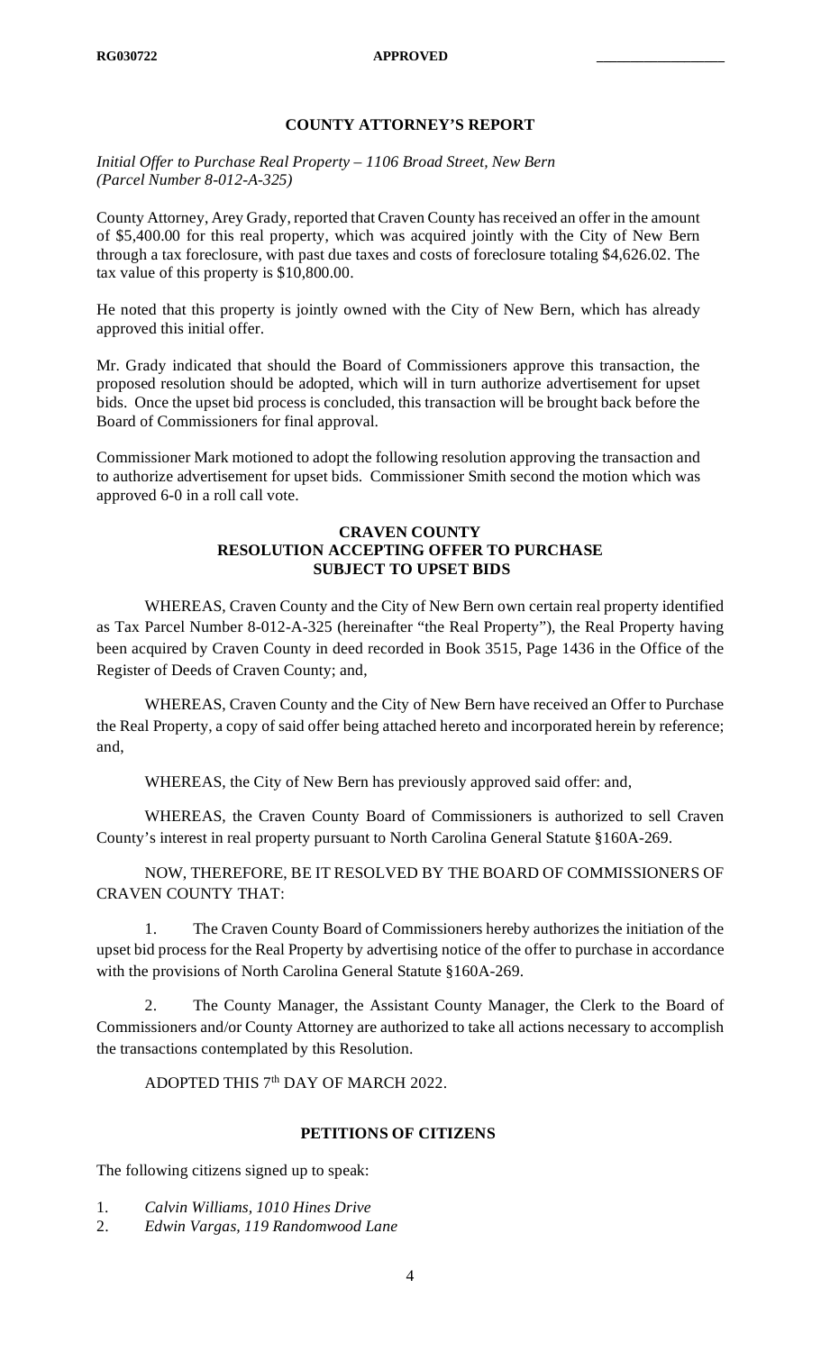## COUNTY ATTORNEY'S REPORT

*Initial Offer to Purchase Real Property – 1106 Broad Street, New Bern (Parcel Number 8-012-A-325)*

County Attorney, Arey Grady, reported that Craven County has received an offer in the amount of $5,400.00 for this real property, which was acquired jointly with the City of New Bern through a tax foreclosure, with past due taxes and costs of foreclosure totaling $4,626.02. The tax value of this property is $10,800.00.

He noted that this property is jointly owned with the City of New Bern, which has already approved this initial offer.

Mr. Grady indicated that should the Board of Commissioners approve this transaction, the proposed resolution should be adopted, which will in turn authorize advertisement for upset bids. Once the upset bid process is concluded, this transaction will be brought back before the Board of Commissioners for final approval.

Commissioner Mark motioned to adopt the following resolution approving the transaction and to authorize advertisement for upset bids. Commissioner Smith second the motion which was approved 6-0 in a roll call vote.

### CRAVEN COUNTY
### RESOLUTION ACCEPTING OFFER TO PURCHASE SUBJECT TO UPSET BIDS

WHEREAS, Craven County and the City of New Bern own certain real property identified as Tax Parcel Number 8-012-A-325 (hereinafter "the Real Property"), the Real Property having been acquired by Craven County in deed recorded in Book 3515, Page 1436 in the Office of the Register of Deeds of Craven County; and,

WHEREAS, Craven County and the City of New Bern have received an Offer to Purchase the Real Property, a copy of said offer being attached hereto and incorporated herein by reference; and,

WHEREAS, the City of New Bern has previously approved said offer: and,

WHEREAS, the Craven County Board of Commissioners is authorized to sell Craven County's interest in real property pursuant to North Carolina General Statute §160A-269.

NOW, THEREFORE, BE IT RESOLVED BY THE BOARD OF COMMISSIONERS OF CRAVEN COUNTY THAT:

1. The Craven County Board of Commissioners hereby authorizes the initiation of the upset bid process for the Real Property by advertising notice of the offer to purchase in accordance with the provisions of North Carolina General Statute §160A-269.

2. The County Manager, the Assistant County Manager, the Clerk to the Board of Commissioners and/or County Attorney are authorized to take all actions necessary to accomplish the transactions contemplated by this Resolution.

ADOPTED THIS 7th DAY OF MARCH 2022.

## PETITIONS OF CITIZENS

The following citizens signed up to speak:

1. *Calvin Williams, 1010 Hines Drive*
2. *Edwin Vargas, 119 Randomwood Lane*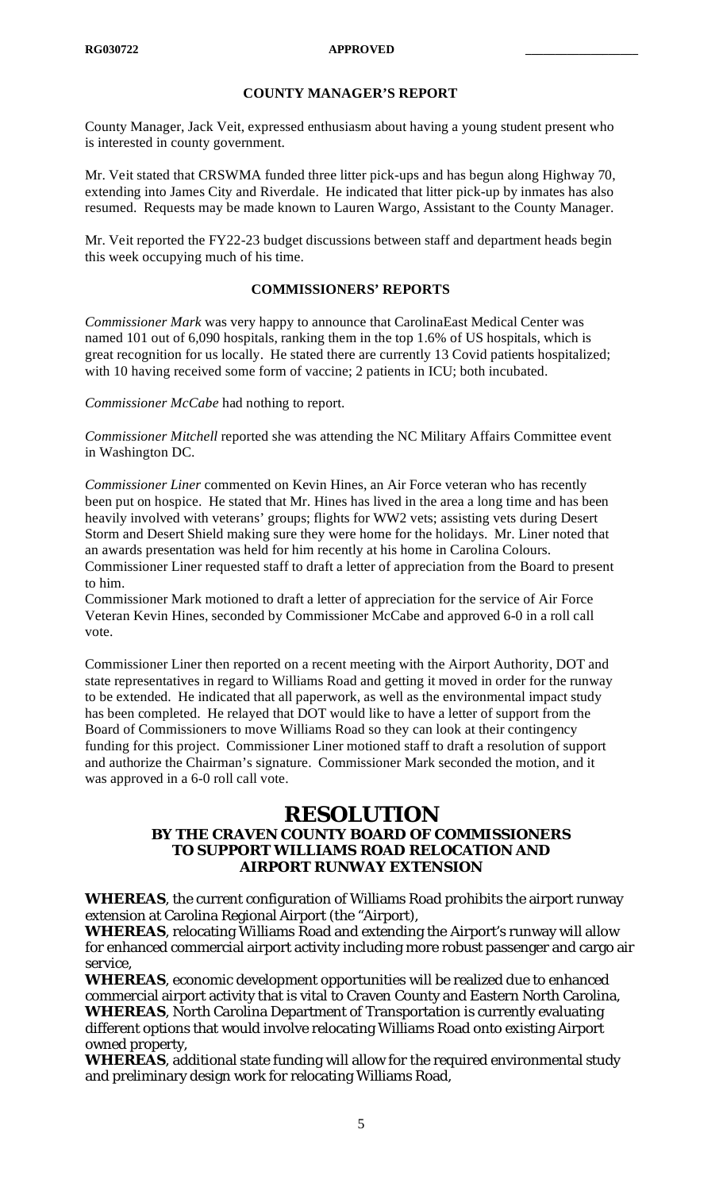## COUNTY MANAGER'S REPORT

County Manager, Jack Veit, expressed enthusiasm about having a young student present who is interested in county government.

Mr. Veit stated that CRSWMA funded three litter pick-ups and has begun along Highway 70, extending into James City and Riverdale. He indicated that litter pick-up by inmates has also resumed. Requests may be made known to Lauren Wargo, Assistant to the County Manager.

Mr. Veit reported the FY22-23 budget discussions between staff and department heads begin this week occupying much of his time.

## COMMISSIONERS' REPORTS

*Commissioner Mark* was very happy to announce that CarolinaEast Medical Center was named 101 out of 6,090 hospitals, ranking them in the top 1.6% of US hospitals, which is great recognition for us locally. He stated there are currently 13 Covid patients hospitalized; with 10 having received some form of vaccine; 2 patients in ICU; both incubated.

*Commissioner McCabe* had nothing to report.

*Commissioner Mitchell* reported she was attending the NC Military Affairs Committee event in Washington DC.

*Commissioner Liner* commented on Kevin Hines, an Air Force veteran who has recently been put on hospice. He stated that Mr. Hines has lived in the area a long time and has been heavily involved with veterans' groups; flights for WW2 vets; assisting vets during Desert Storm and Desert Shield making sure they were home for the holidays. Mr. Liner noted that an awards presentation was held for him recently at his home in Carolina Colours. Commissioner Liner requested staff to draft a letter of appreciation from the Board to present to him.
Commissioner Mark motioned to draft a letter of appreciation for the service of Air Force Veteran Kevin Hines, seconded by Commissioner McCabe and approved 6-0 in a roll call vote.

Commissioner Liner then reported on a recent meeting with the Airport Authority, DOT and state representatives in regard to Williams Road and getting it moved in order for the runway to be extended. He indicated that all paperwork, as well as the environmental impact study has been completed. He relayed that DOT would like to have a letter of support from the Board of Commissioners to move Williams Road so they can look at their contingency funding for this project. Commissioner Liner motioned staff to draft a resolution of support and authorize the Chairman's signature. Commissioner Mark seconded the motion, and it was approved in a 6-0 roll call vote.

# RESOLUTION

### BY THE CRAVEN COUNTY BOARD OF COMMISSIONERS TO SUPPORT WILLIAMS ROAD RELOCATION AND AIRPORT RUNWAY EXTENSION

**WHEREAS**, the current configuration of Williams Road prohibits the airport runway extension at Carolina Regional Airport (the "Airport),
**WHEREAS**, relocating Williams Road and extending the Airport's runway will allow for enhanced commercial airport activity including more robust passenger and cargo air service,
**WHEREAS**, economic development opportunities will be realized due to enhanced commercial airport activity that is vital to Craven County and Eastern North Carolina,
**WHEREAS**, North Carolina Department of Transportation is currently evaluating different options that would involve relocating Williams Road onto existing Airport owned property,
**WHEREAS**, additional state funding will allow for the required environmental study and preliminary design work for relocating Williams Road,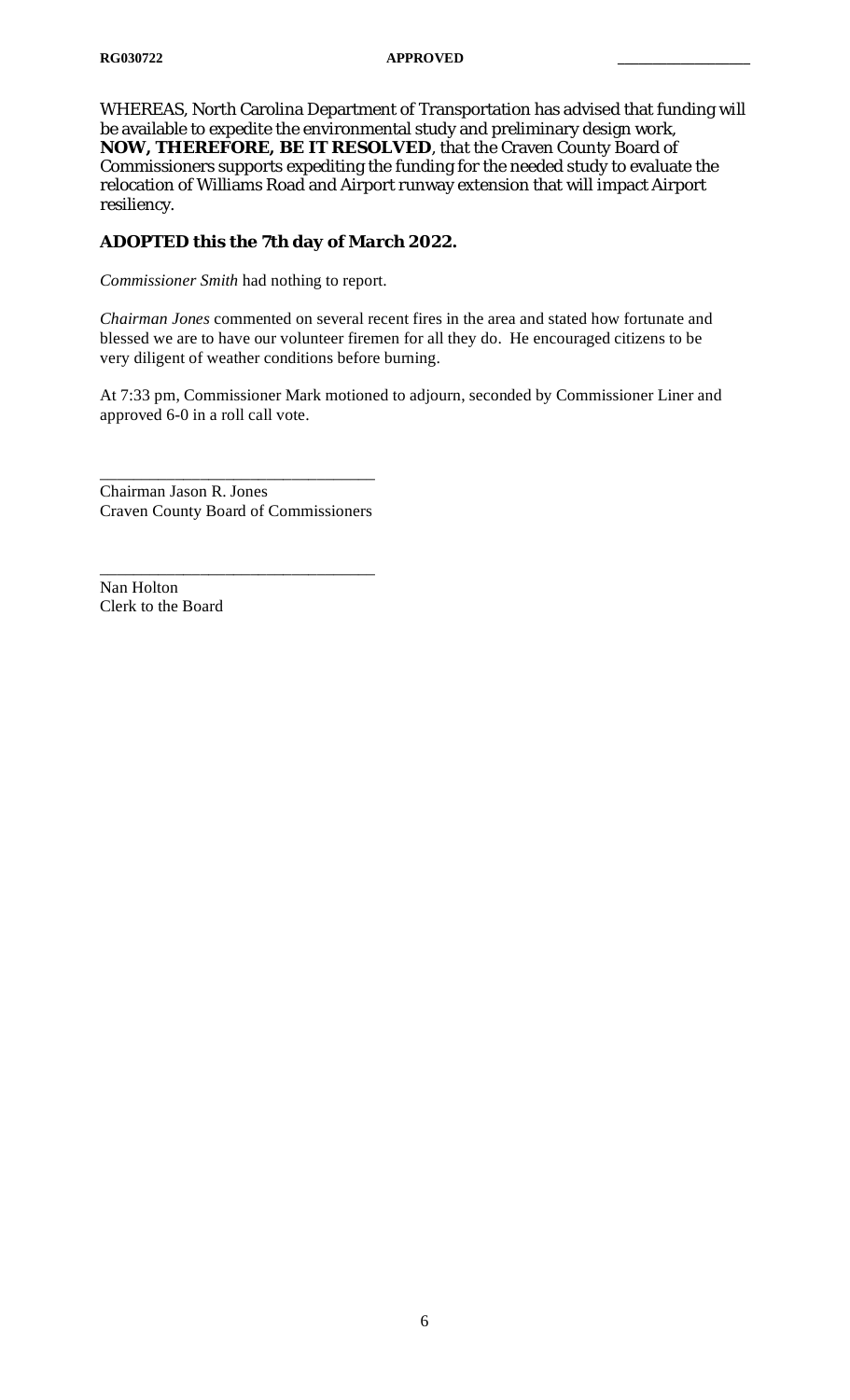WHEREAS, North Carolina Department of Transportation has advised that funding will be available to expedite the environmental study and preliminary design work,
**NOW, THEREFORE, BE IT RESOLVED**, that the Craven County Board of Commissioners supports expediting the funding for the needed study to evaluate the relocation of Williams Road and Airport runway extension that will impact Airport resiliency.

**ADOPTED this the 7th day of March 2022.**

*Commissioner Smith* had nothing to report.

*Chairman Jones* commented on several recent fires in the area and stated how fortunate and blessed we are to have our volunteer firemen for all they do. He encouraged citizens to be very diligent of weather conditions before burning.

At 7:33 pm, Commissioner Mark motioned to adjourn, seconded by Commissioner Liner and approved 6-0 in a roll call vote.

\_\_\_\_\_\_\_\_\_\_\_\_\_\_\_\_\_\_\_\_\_\_\_\_\_\_\_\_\_\_\_\_
Chairman Jason R. Jones
Craven County Board of Commissioners

\_\_\_\_\_\_\_\_\_\_\_\_\_\_\_\_\_\_\_\_\_\_\_\_\_\_\_\_\_\_\_\_
Nan Holton
Clerk to the Board